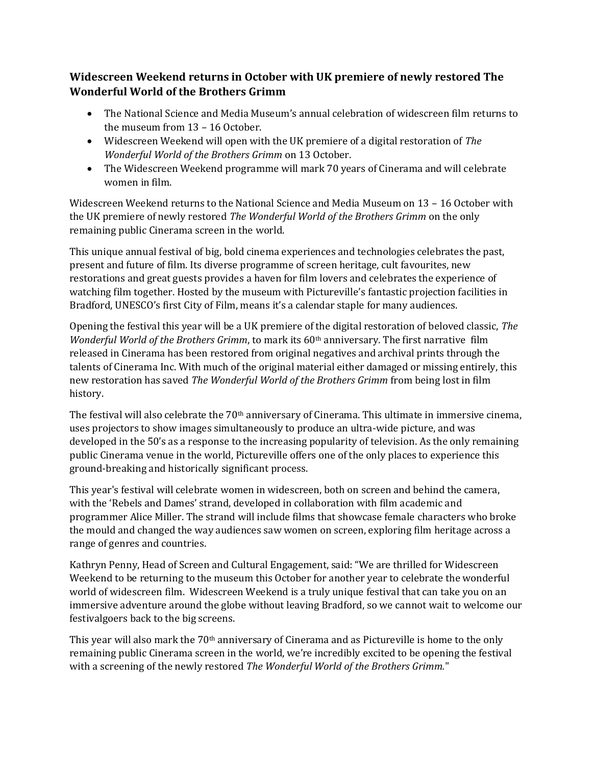### Widescreen Weekend returns in October with UK premiere of newly restored The Wonderful World of the Brothers Grimm

- The National Science and Media Museum's annual celebration of widescreen film returns to the museum from 13 – 16 October.
- Widescreen Weekend will open with the UK premiere of a digital restoration of *The Wonderful World of the Brothers Grimm* on 13 October.
- The Widescreen Weekend programme will mark 70 years of Cinerama and will celebrate women in film.

Widescreen Weekend returns to the National Science and Media Museum on 13 – 16 October with the UK premiere of newly restored *The Wonderful World of the Brothers Grimm* on the only remaining public Cinerama screen in the world.

This unique annual festival of big, bold cinema experiences and technologies celebrates the past, present and future of film. Its diverse programme of screen heritage, cult favourites, new restorations and great guests provides a haven for film lovers and celebrates the experience of watching film together. Hosted by the museum with Pictureville's fantastic projection facilities in Bradford, UNESCO's first City of Film, means it's a calendar staple for many audiences.

Opening the festival this year will be a UK premiere of the digital restoration of beloved classic, *The Wonderful World of the Brothers Grimm*, to mark its 60th anniversary. The first narrative film released in Cinerama has been restored from original negatives and archival prints through the talents of Cinerama Inc. With much of the original material either damaged or missing entirely, this new restoration has saved *The Wonderful World of the Brothers Grimm* from being lost in film history.

The festival will also celebrate the 70th anniversary of Cinerama. This ultimate in immersive cinema, uses projectors to show images simultaneously to produce an ultra-wide picture, and was developed in the 50's as a response to the increasing popularity of television. As the only remaining public Cinerama venue in the world, Pictureville offers one of the only places to experience this ground-breaking and historically significant process.

This year's festival will celebrate women in widescreen, both on screen and behind the camera, with the 'Rebels and Dames' strand, developed in collaboration with film academic and programmer Alice Miller. The strand will include films that showcase female characters who broke the mould and changed the way audiences saw women on screen, exploring film heritage across a range of genres and countries.

Kathryn Penny, Head of Screen and Cultural Engagement, said: "We are thrilled for Widescreen Weekend to be returning to the museum this October for another year to celebrate the wonderful world of widescreen film. Widescreen Weekend is a truly unique festival that can take you on an immersive adventure around the globe without leaving Bradford, so we cannot wait to welcome our festivalgoers back to the big screens.

This year will also mark the 70th anniversary of Cinerama and as Pictureville is home to the only remaining public Cinerama screen in the world, we're incredibly excited to be opening the festival with a screening of the newly restored *The Wonderful World of the Brothers Grimm.*"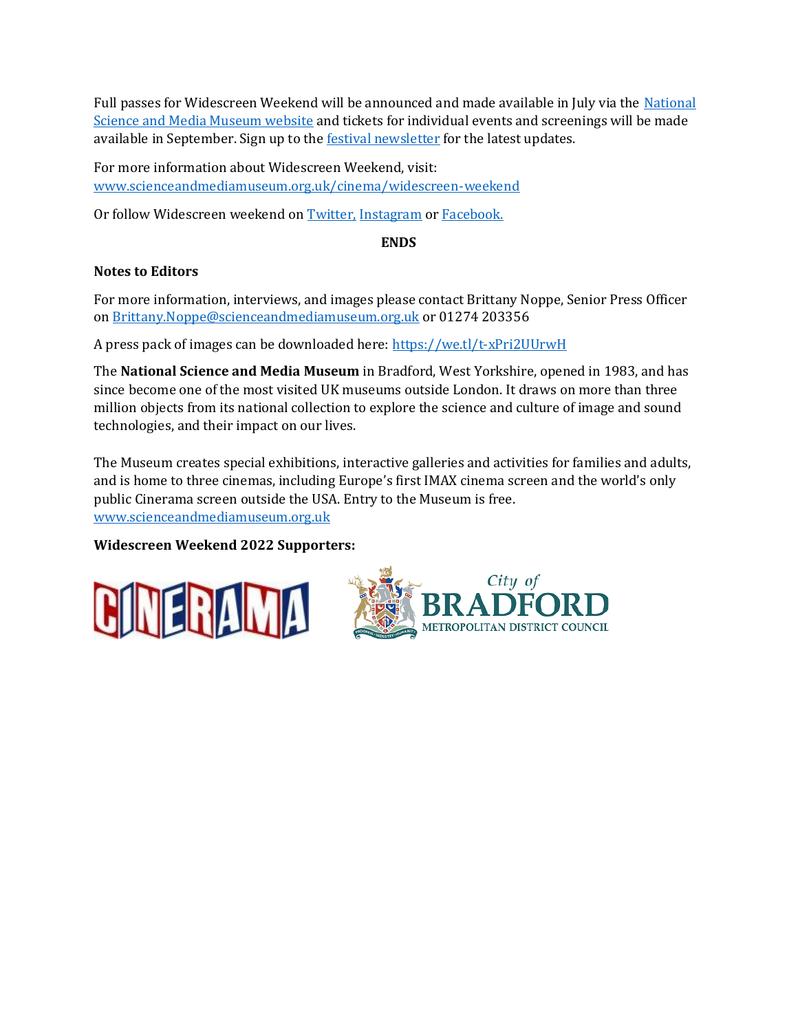Full passes for Widescreen Weekend will be announced and made available in July via the National Science and Media Museum website and tickets for individual events and screenings will be made available in September. Sign up to the festival newsletter for the latest updates.

For more information about Widescreen Weekend, visit: www.scienceandmediamuseum.org.uk/cinema/widescreen-weekend

Or follow Widescreen weekend on Twitter, Instagram or Facebook.

**ENDS**

**Notes to Editors**

For more information, interviews, and images please contact Brittany Noppe, Senior Press Officer on Brittany.Noppe@scienceandmediamuseum.org.uk or 01274 203356

A press pack of images can be downloaded here: https://we.tl/t-xPri2UUrwH

The **National Science and Media Museum** in Bradford, West Yorkshire, opened in 1983, and has since become one of the most visited UK museums outside London. It draws on more than three million objects from its national collection to explore the science and culture of image and sound technologies, and their impact on our lives.

The Museum creates special exhibitions, interactive galleries and activities for families and adults, and is home to three cinemas, including Europe's first IMAX cinema screen and the world's only public Cinerama screen outside the USA. Entry to the Museum is free.
www.scienceandmediamuseum.org.uk

**Widescreen Weekend 2022 Supporters:**

CINERAMA

City of BRADFORD METROPOLITAN DISTRICT COUNCIL